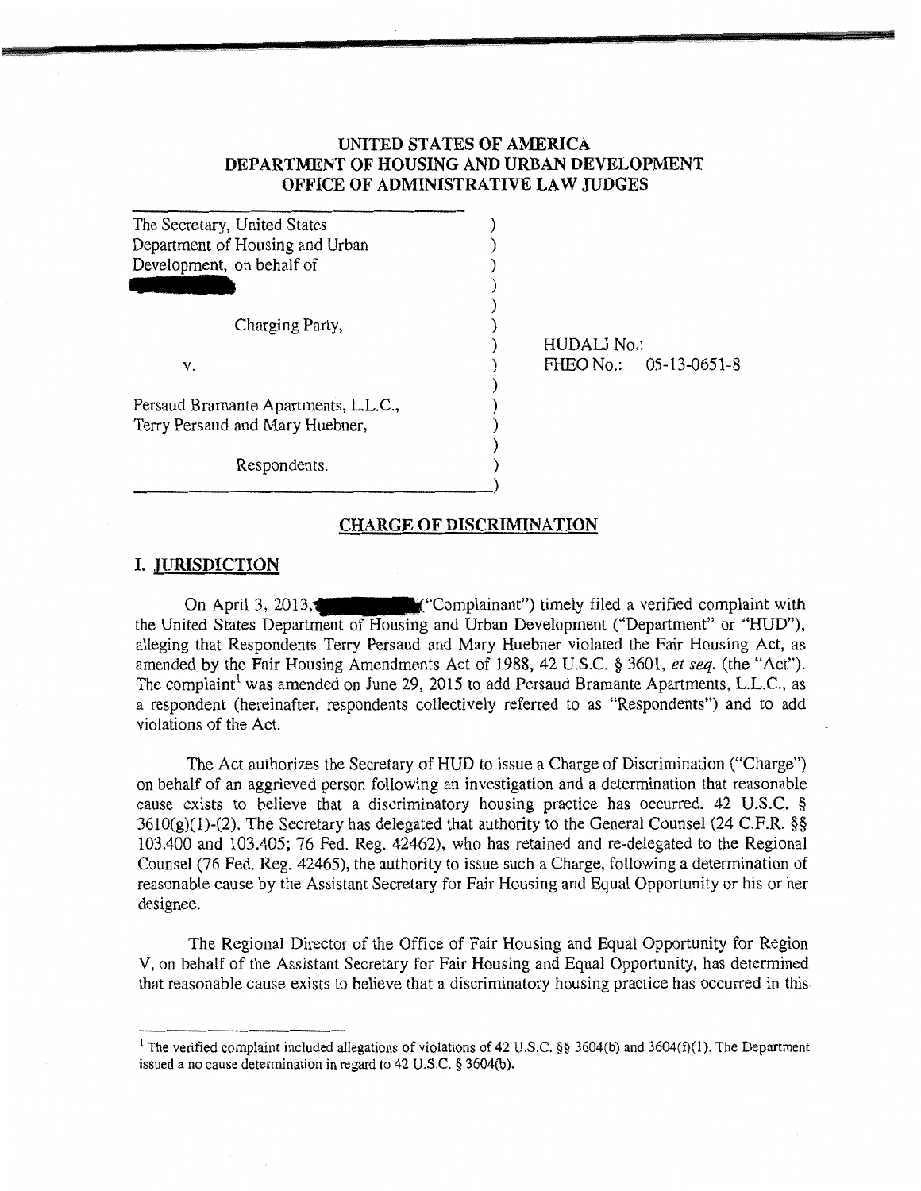# UNITED STATES OF AMERICA
# DEPARTMENT OF HOUSING AND URBAN DEVELOPMENT
# OFFICE OF ADMINISTRATIVE LAW JUDGES

| | |
|---|---|
| The Secretary, United States Department of Housing and Urban Development, on behalf of [REDACTED] | |
| Charging Party, | HUDALJ No.: |
| v. | FHEO No.: 05-13-0651-8 |
| Persaud Bramante Apartments, L.L.C., Terry Persaud and Mary Huebner, | |
| Respondents. | |

## CHARGE OF DISCRIMINATION

## I. JURISDICTION

On April 3, 2013, [REDACTED] ("Complainant") timely filed a verified complaint with the United States Department of Housing and Urban Development ("Department" or "HUD"), alleging that Respondents Terry Persaud and Mary Huebner violated the Fair Housing Act, as amended by the Fair Housing Amendments Act of 1988, 42 U.S.C. § 3601, *et seq.* (the "Act"). The complaint[1] was amended on June 29, 2015 to add Persaud Bramante Apartments, L.L.C., as a respondent (hereinafter, respondents collectively referred to as "Respondents") and to add violations of the Act.

The Act authorizes the Secretary of HUD to issue a Charge of Discrimination ("Charge") on behalf of an aggrieved person following an investigation and a determination that reasonable cause exists to believe that a discriminatory housing practice has occurred. 42 U.S.C. § 3610(g)(1)-(2). The Secretary has delegated that authority to the General Counsel (24 C.F.R. §§ 103.400 and 103.405; 76 Fed. Reg. 42462), who has retained and re-delegated to the Regional Counsel (76 Fed. Reg. 42465), the authority to issue such a Charge, following a determination of reasonable cause by the Assistant Secretary for Fair Housing and Equal Opportunity or his or her designee.

The Regional Director of the Office of Fair Housing and Equal Opportunity for Region V, on behalf of the Assistant Secretary for Fair Housing and Equal Opportunity, has determined that reasonable cause exists to believe that a discriminatory housing practice has occurred in this

---

[1] The verified complaint included allegations of violations of 42 U.S.C. §§ 3604(b) and 3604(f)(1). The Department issued a no cause determination in regard to 42 U.S.C. § 3604(b).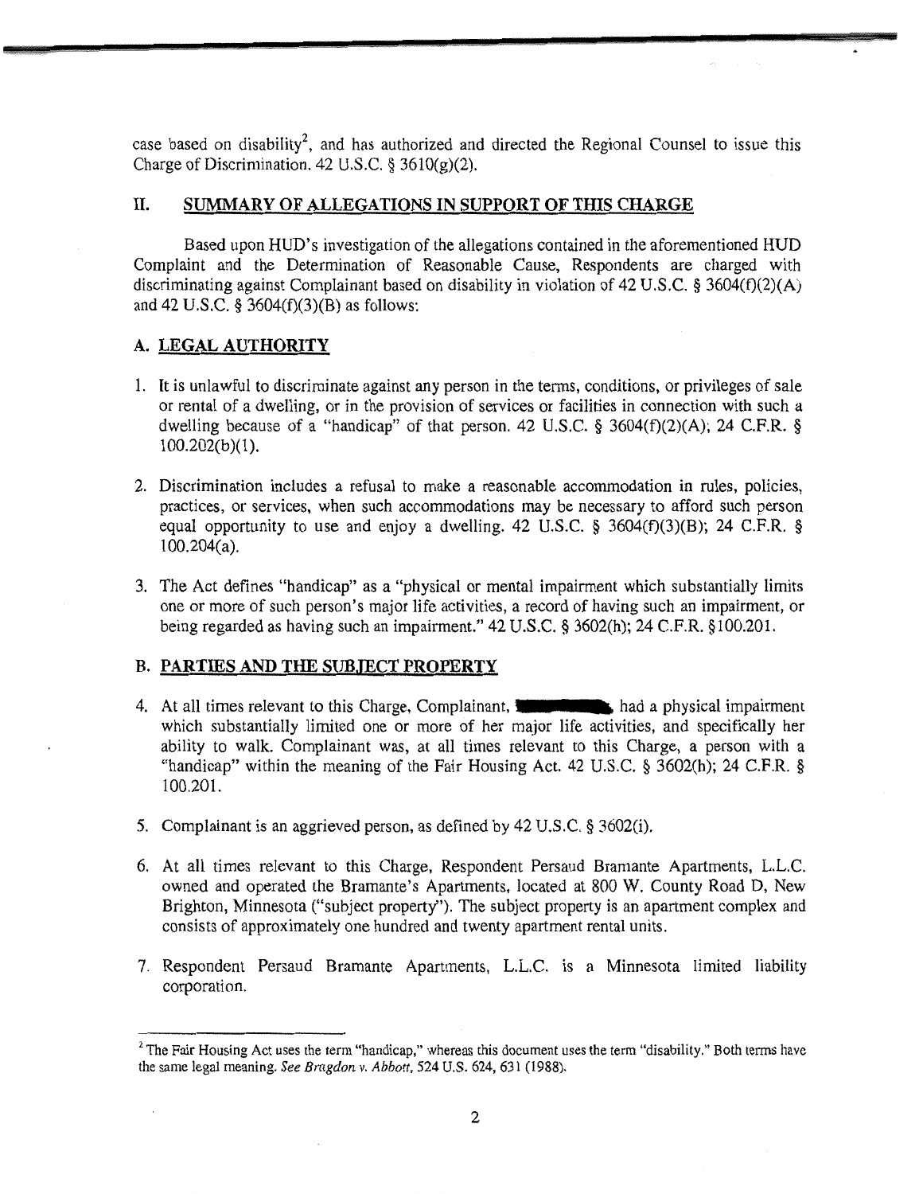case based on disability[2], and has authorized and directed the Regional Counsel to issue this Charge of Discrimination. 42 U.S.C. § 3610(g)(2).

## II. SUMMARY OF ALLEGATIONS IN SUPPORT OF THIS CHARGE

Based upon HUD's investigation of the allegations contained in the aforementioned HUD Complaint and the Determination of Reasonable Cause, Respondents are charged with discriminating against Complainant based on disability in violation of 42 U.S.C. § 3604(f)(2)(A) and 42 U.S.C. § 3604(f)(3)(B) as follows:

### A. LEGAL AUTHORITY

1. It is unlawful to discriminate against any person in the terms, conditions, or privileges of sale or rental of a dwelling, or in the provision of services or facilities in connection with such a dwelling because of a "handicap" of that person. 42 U.S.C. § 3604(f)(2)(A); 24 C.F.R. § 100.202(b)(1).

2. Discrimination includes a refusal to make a reasonable accommodation in rules, policies, practices, or services, when such accommodations may be necessary to afford such person equal opportunity to use and enjoy a dwelling. 42 U.S.C. § 3604(f)(3)(B); 24 C.F.R. § 100.204(a).

3. The Act defines "handicap" as a "physical or mental impairment which substantially limits one or more of such person's major life activities, a record of having such an impairment, or being regarded as having such an impairment." 42 U.S.C. § 3602(h); 24 C.F.R. §100.201.

### B. PARTIES AND THE SUBJECT PROPERTY

4. At all times relevant to this Charge, Complainant, ██████, had a physical impairment which substantially limited one or more of her major life activities, and specifically her ability to walk. Complainant was, at all times relevant to this Charge, a person with a "handicap" within the meaning of the Fair Housing Act. 42 U.S.C. § 3602(h); 24 C.F.R. § 100.201.

5. Complainant is an aggrieved person, as defined by 42 U.S.C. § 3602(i).

6. At all times relevant to this Charge, Respondent Persaud Bramante Apartments, L.L.C. owned and operated the Bramante's Apartments, located at 800 W. County Road D, New Brighton, Minnesota ("subject property"). The subject property is an apartment complex and consists of approximately one hundred and twenty apartment rental units.

7. Respondent Persaud Bramante Apartments, L.L.C. is a Minnesota limited liability corporation.

[2] The Fair Housing Act uses the term "handicap," whereas this document uses the term "disability." Both terms have the same legal meaning. *See Bragdon v. Abbott*, 524 U.S. 624, 631 (1988).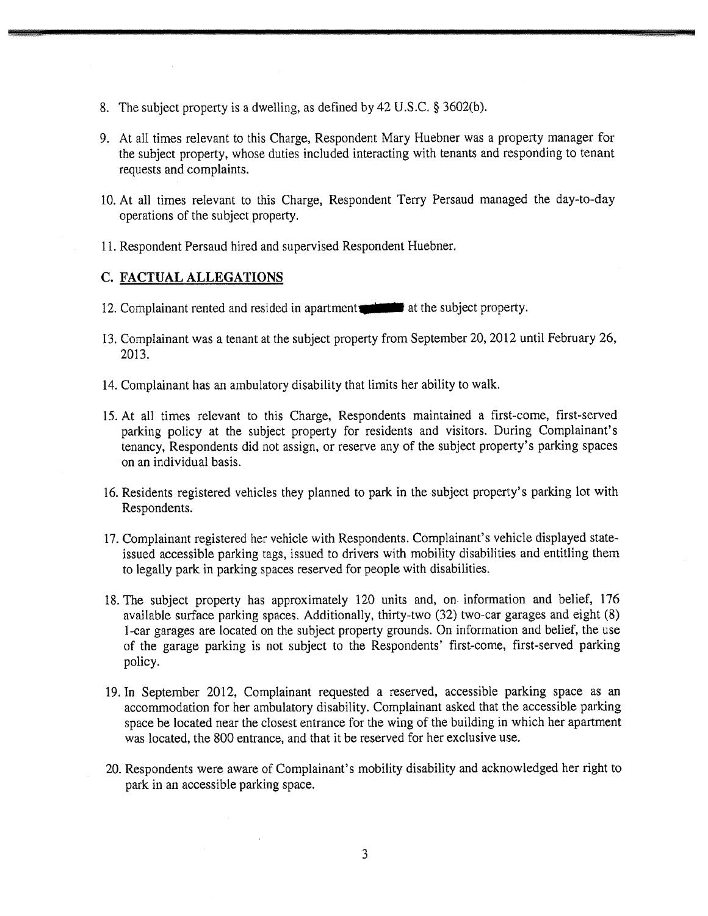8. The subject property is a dwelling, as defined by 42 U.S.C. § 3602(b).

9. At all times relevant to this Charge, Respondent Mary Huebner was a property manager for the subject property, whose duties included interacting with tenants and responding to tenant requests and complaints.

10. At all times relevant to this Charge, Respondent Terry Persaud managed the day-to-day operations of the subject property.

11. Respondent Persaud hired and supervised Respondent Huebner.

## C. FACTUAL ALLEGATIONS

12. Complainant rented and resided in apartment ██████ at the subject property.

13. Complainant was a tenant at the subject property from September 20, 2012 until February 26, 2013.

14. Complainant has an ambulatory disability that limits her ability to walk.

15. At all times relevant to this Charge, Respondents maintained a first-come, first-served parking policy at the subject property for residents and visitors. During Complainant's tenancy, Respondents did not assign, or reserve any of the subject property's parking spaces on an individual basis.

16. Residents registered vehicles they planned to park in the subject property's parking lot with Respondents.

17. Complainant registered her vehicle with Respondents. Complainant's vehicle displayed state-issued accessible parking tags, issued to drivers with mobility disabilities and entitling them to legally park in parking spaces reserved for people with disabilities.

18. The subject property has approximately 120 units and, on information and belief, 176 available surface parking spaces. Additionally, thirty-two (32) two-car garages and eight (8) 1-car garages are located on the subject property grounds. On information and belief, the use of the garage parking is not subject to the Respondents' first-come, first-served parking policy.

19. In September 2012, Complainant requested a reserved, accessible parking space as an accommodation for her ambulatory disability. Complainant asked that the accessible parking space be located near the closest entrance for the wing of the building in which her apartment was located, the 800 entrance, and that it be reserved for her exclusive use.

20. Respondents were aware of Complainant's mobility disability and acknowledged her right to park in an accessible parking space.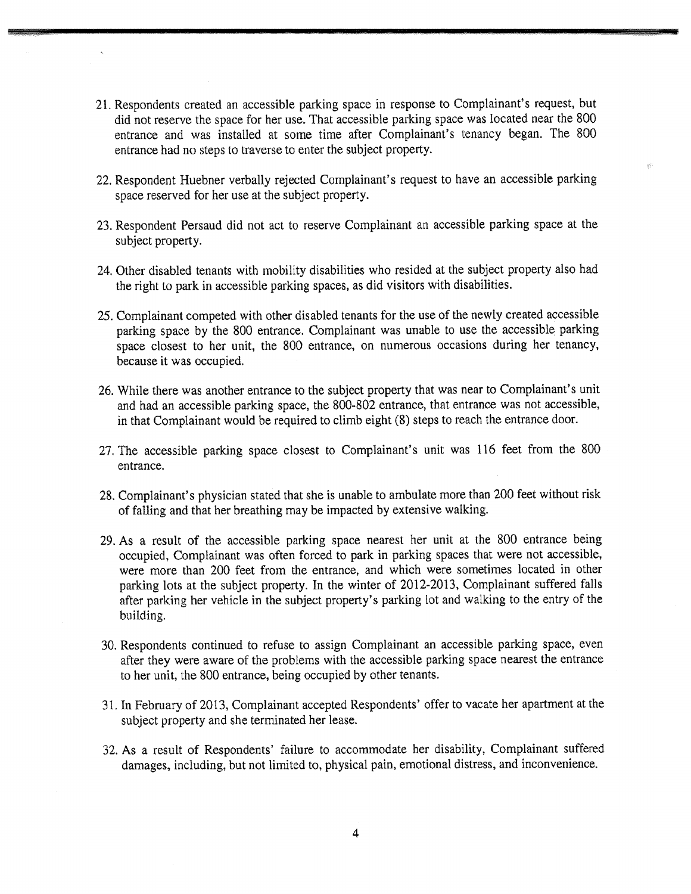21. Respondents created an accessible parking space in response to Complainant's request, but did not reserve the space for her use. That accessible parking space was located near the 800 entrance and was installed at some time after Complainant's tenancy began. The 800 entrance had no steps to traverse to enter the subject property.

22. Respondent Huebner verbally rejected Complainant's request to have an accessible parking space reserved for her use at the subject property.

23. Respondent Persaud did not act to reserve Complainant an accessible parking space at the subject property.

24. Other disabled tenants with mobility disabilities who resided at the subject property also had the right to park in accessible parking spaces, as did visitors with disabilities.

25. Complainant competed with other disabled tenants for the use of the newly created accessible parking space by the 800 entrance. Complainant was unable to use the accessible parking space closest to her unit, the 800 entrance, on numerous occasions during her tenancy, because it was occupied.

26. While there was another entrance to the subject property that was near to Complainant's unit and had an accessible parking space, the 800-802 entrance, that entrance was not accessible, in that Complainant would be required to climb eight (8) steps to reach the entrance door.

27. The accessible parking space closest to Complainant's unit was 116 feet from the 800 entrance.

28. Complainant's physician stated that she is unable to ambulate more than 200 feet without risk of falling and that her breathing may be impacted by extensive walking.

29. As a result of the accessible parking space nearest her unit at the 800 entrance being occupied, Complainant was often forced to park in parking spaces that were not accessible, were more than 200 feet from the entrance, and which were sometimes located in other parking lots at the subject property. In the winter of 2012-2013, Complainant suffered falls after parking her vehicle in the subject property's parking lot and walking to the entry of the building.

30. Respondents continued to refuse to assign Complainant an accessible parking space, even after they were aware of the problems with the accessible parking space nearest the entrance to her unit, the 800 entrance, being occupied by other tenants.

31. In February of 2013, Complainant accepted Respondents' offer to vacate her apartment at the subject property and she terminated her lease.

32. As a result of Respondents' failure to accommodate her disability, Complainant suffered damages, including, but not limited to, physical pain, emotional distress, and inconvenience.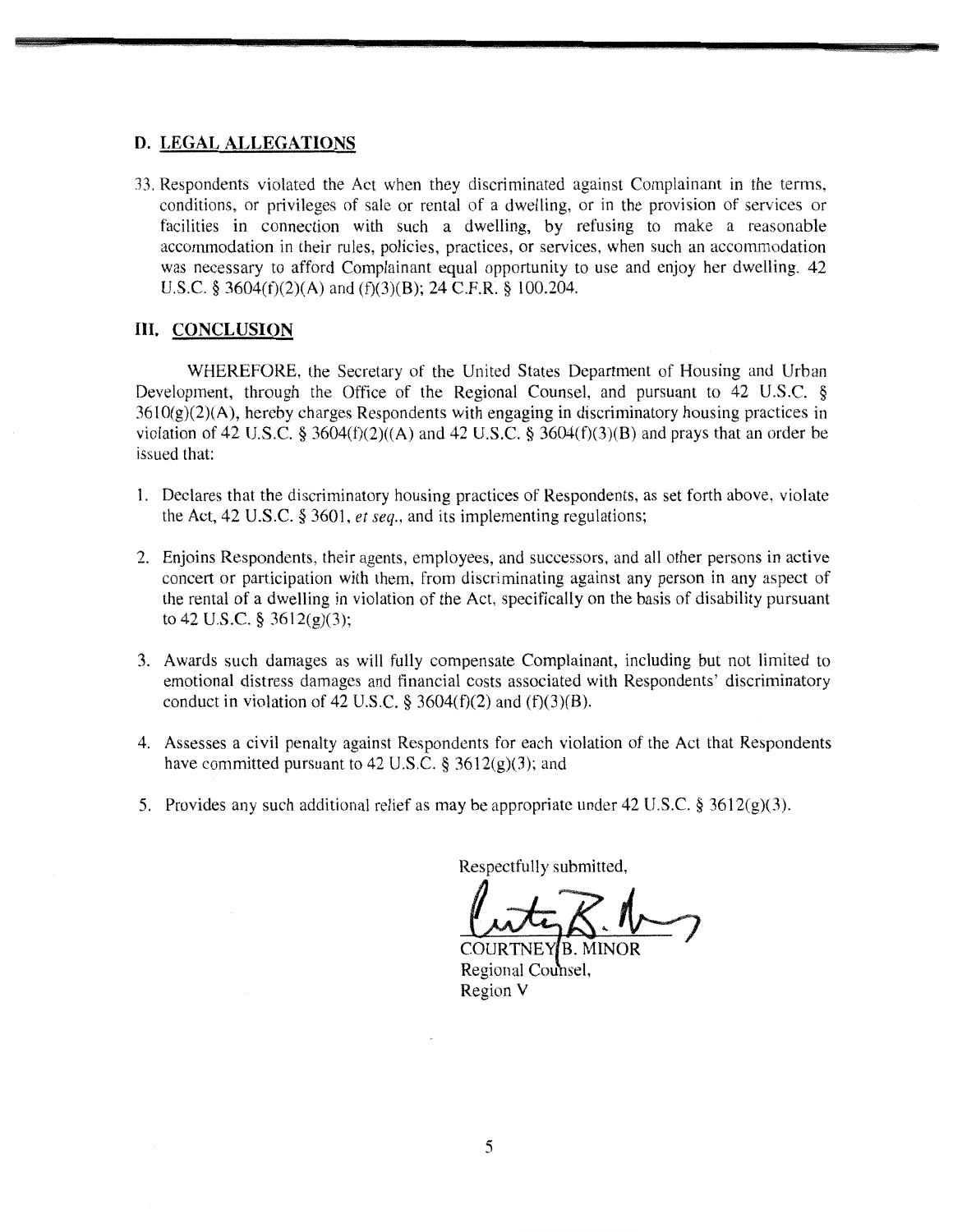## D. LEGAL ALLEGATIONS

33. Respondents violated the Act when they discriminated against Complainant in the terms, conditions, or privileges of sale or rental of a dwelling, or in the provision of services or facilities in connection with such a dwelling, by refusing to make a reasonable accommodation in their rules, policies, practices, or services, when such an accommodation was necessary to afford Complainant equal opportunity to use and enjoy her dwelling. 42 U.S.C. § 3604(f)(2)(A) and (f)(3)(B); 24 C.F.R. § 100.204.

## III. CONCLUSION

WHEREFORE, the Secretary of the United States Department of Housing and Urban Development, through the Office of the Regional Counsel, and pursuant to 42 U.S.C. § 3610(g)(2)(A), hereby charges Respondents with engaging in discriminatory housing practices in violation of 42 U.S.C. § 3604(f)(2)((A) and 42 U.S.C. § 3604(f)(3)(B) and prays that an order be issued that:

1. Declares that the discriminatory housing practices of Respondents, as set forth above, violate the Act, 42 U.S.C. § 3601, *et seq.*, and its implementing regulations;

2. Enjoins Respondents, their agents, employees, and successors, and all other persons in active concert or participation with them, from discriminating against any person in any aspect of the rental of a dwelling in violation of the Act, specifically on the basis of disability pursuant to 42 U.S.C. § 3612(g)(3);

3. Awards such damages as will fully compensate Complainant, including but not limited to emotional distress damages and financial costs associated with Respondents' discriminatory conduct in violation of 42 U.S.C. § 3604(f)(2) and (f)(3)(B).

4. Assesses a civil penalty against Respondents for each violation of the Act that Respondents have committed pursuant to 42 U.S.C. § 3612(g)(3); and

5. Provides any such additional relief as may be appropriate under 42 U.S.C. § 3612(g)(3).

Respectfully submitted,

COURTNEY B. MINOR
Regional Counsel,
Region V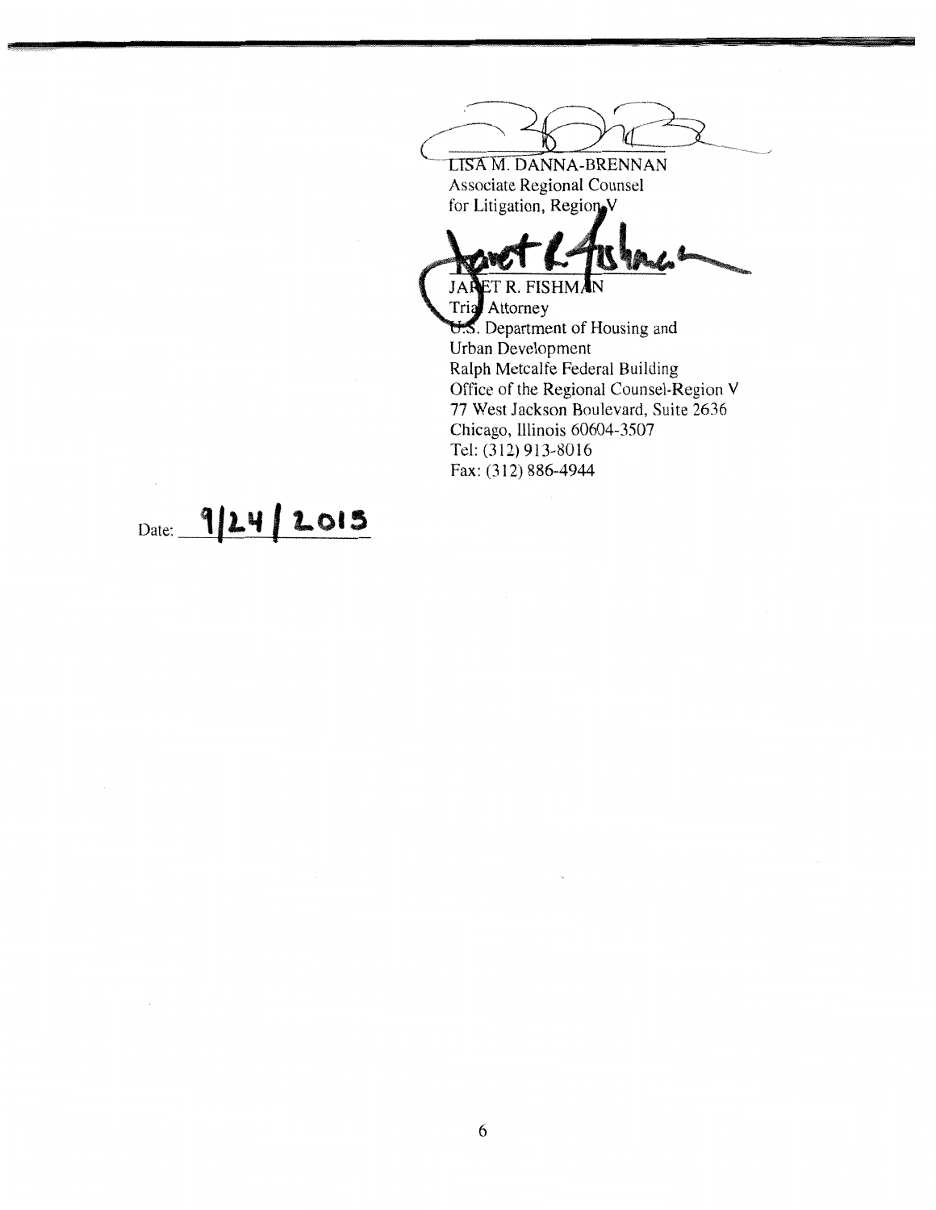LISA M. DANNA-BRENNAN
Associate Regional Counsel
for Litigation, Region V

JARET R. FISHMAN
Trial Attorney
U.S. Department of Housing and
Urban Development
Ralph Metcalfe Federal Building
Office of the Regional Counsel-Region V
77 West Jackson Boulevard, Suite 2636
Chicago, Illinois 60604-3507
Tel: (312) 913-8016
Fax: (312) 886-4944

Date: 9/24/2015